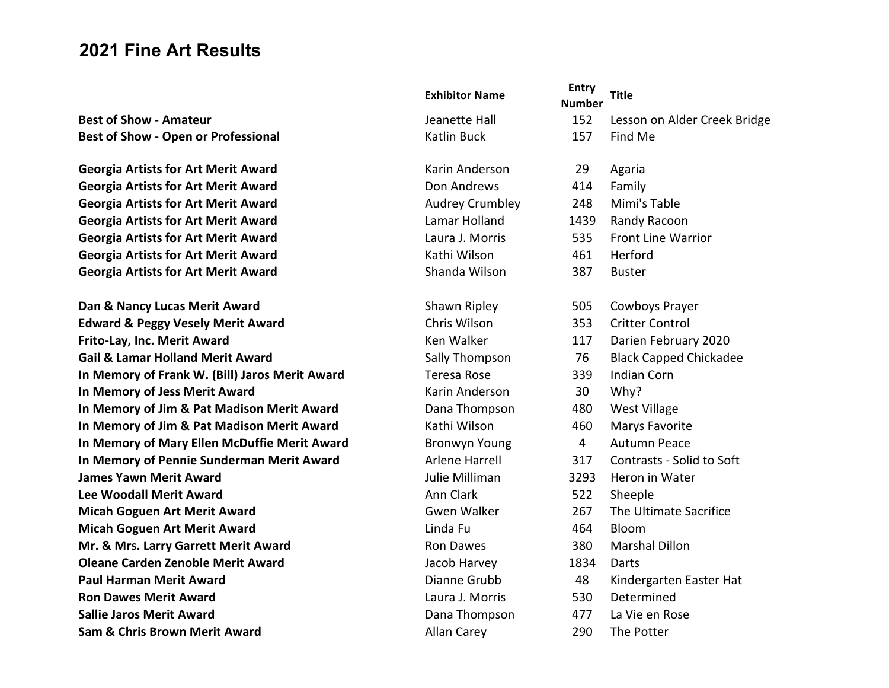# 2021 Fine Art Results

| | Exhibitor Name | Entry Number | Title |
|---|---|---|---|
| **Best of Show - Amateur** | Jeanette Hall | 152 | Lesson on Alder Creek Bridge |
| **Best of Show - Open or Professional** | Katlin Buck | 157 | Find Me |
| | | | |
| **Georgia Artists for Art Merit Award** | Karin Anderson | 29 | Agaria |
| **Georgia Artists for Art Merit Award** | Don Andrews | 414 | Family |
| **Georgia Artists for Art Merit Award** | Audrey Crumbley | 248 | Mimi's Table |
| **Georgia Artists for Art Merit Award** | Lamar Holland | 1439 | Randy Racoon |
| **Georgia Artists for Art Merit Award** | Laura J. Morris | 535 | Front Line Warrior |
| **Georgia Artists for Art Merit Award** | Kathi Wilson | 461 | Herford |
| **Georgia Artists for Art Merit Award** | Shanda Wilson | 387 | Buster |
| | | | |
| **Dan & Nancy Lucas Merit Award** | Shawn Ripley | 505 | Cowboys Prayer |
| **Edward & Peggy Vesely Merit Award** | Chris Wilson | 353 | Critter Control |
| **Frito-Lay, Inc. Merit Award** | Ken Walker | 117 | Darien February 2020 |
| **Gail & Lamar Holland Merit Award** | Sally Thompson | 76 | Black Capped Chickadee |
| **In Memory of Frank W. (Bill) Jaros Merit Award** | Teresa Rose | 339 | Indian Corn |
| **In Memory of Jess Merit Award** | Karin Anderson | 30 | Why? |
| **In Memory of Jim & Pat Madison Merit Award** | Dana Thompson | 480 | West Village |
| **In Memory of Jim & Pat Madison Merit Award** | Kathi Wilson | 460 | Marys Favorite |
| **In Memory of Mary Ellen McDuffie Merit Award** | Bronwyn Young | 4 | Autumn Peace |
| **In Memory of Pennie Sunderman Merit Award** | Arlene Harrell | 317 | Contrasts - Solid to Soft |
| **James Yawn Merit Award** | Julie Milliman | 3293 | Heron in Water |
| **Lee Woodall Merit Award** | Ann Clark | 522 | Sheeple |
| **Micah Goguen Art Merit Award** | Gwen Walker | 267 | The Ultimate Sacrifice |
| **Micah Goguen Art Merit Award** | Linda Fu | 464 | Bloom |
| **Mr. & Mrs. Larry Garrett Merit Award** | Ron Dawes | 380 | Marshal Dillon |
| **Oleane Carden Zenoble Merit Award** | Jacob Harvey | 1834 | Darts |
| **Paul Harman Merit Award** | Dianne Grubb | 48 | Kindergarten Easter Hat |
| **Ron Dawes Merit Award** | Laura J. Morris | 530 | Determined |
| **Sallie Jaros Merit Award** | Dana Thompson | 477 | La Vie en Rose |
| **Sam & Chris Brown Merit Award** | Allan Carey | 290 | The Potter |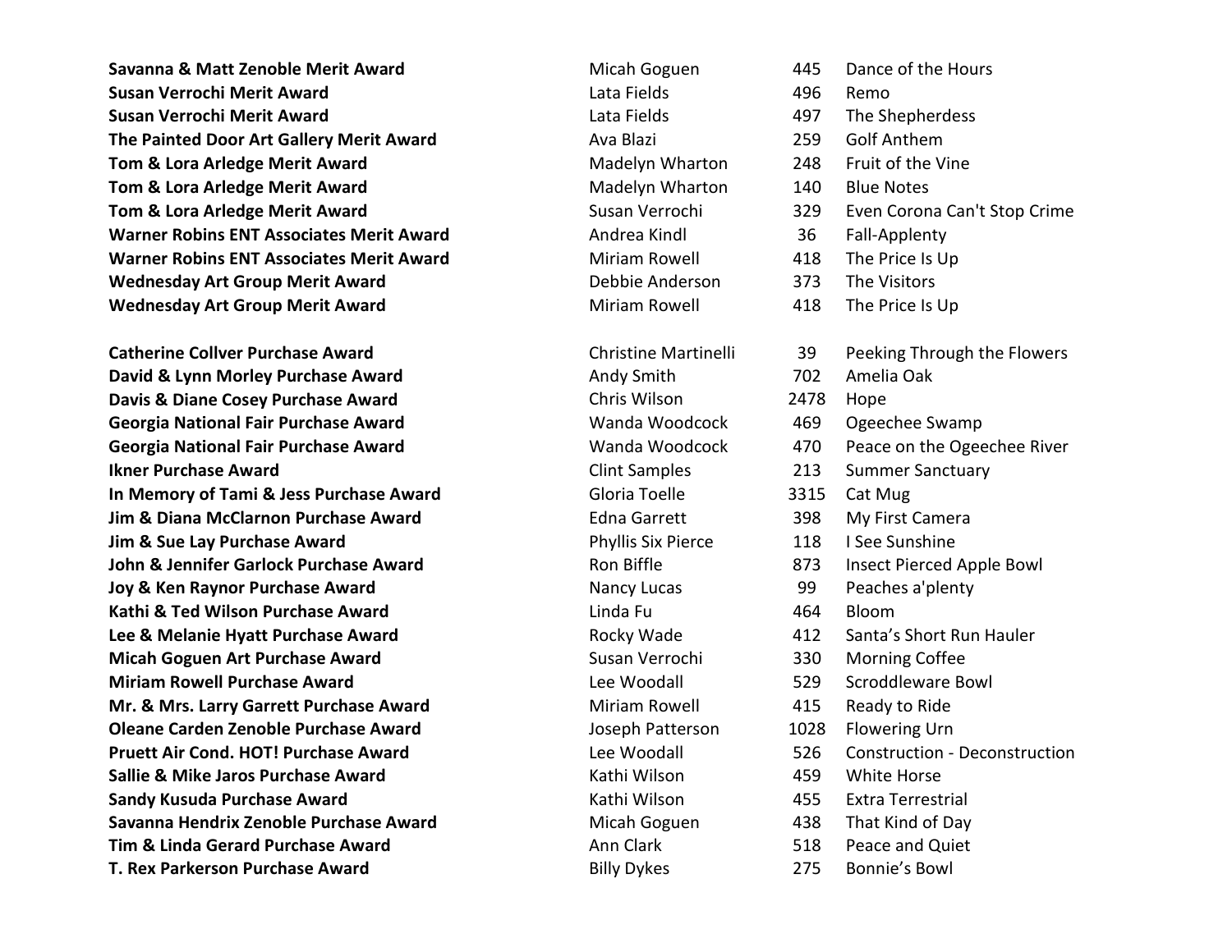| Award | Artist | No. | Title |
|---|---|---|---|
| **Savanna & Matt Zenoble Merit Award** | Micah Goguen | 445 | Dance of the Hours |
| **Susan Verrochi Merit Award** | Lata Fields | 496 | Remo |
| **Susan Verrochi Merit Award** | Lata Fields | 497 | The Shepherdess |
| **The Painted Door Art Gallery Merit Award** | Ava Blazi | 259 | Golf Anthem |
| **Tom & Lora Arledge Merit Award** | Madelyn Wharton | 248 | Fruit of the Vine |
| **Tom & Lora Arledge Merit Award** | Madelyn Wharton | 140 | Blue Notes |
| **Tom & Lora Arledge Merit Award** | Susan Verrochi | 329 | Even Corona Can't Stop Crime |
| **Warner Robins ENT Associates Merit Award** | Andrea Kindl | 36 | Fall-Applenty |
| **Warner Robins ENT Associates Merit Award** | Miriam Rowell | 418 | The Price Is Up |
| **Wednesday Art Group Merit Award** | Debbie Anderson | 373 | The Visitors |
| **Wednesday Art Group Merit Award** | Miriam Rowell | 418 | The Price Is Up |

| Award | Artist | No. | Title |
|---|---|---|---|
| **Catherine Collver Purchase Award** | Christine Martinelli | 39 | Peeking Through the Flowers |
| **David & Lynn Morley Purchase Award** | Andy Smith | 702 | Amelia Oak |
| **Davis & Diane Cosey Purchase Award** | Chris Wilson | 2478 | Hope |
| **Georgia National Fair Purchase Award** | Wanda Woodcock | 469 | Ogeechee Swamp |
| **Georgia National Fair Purchase Award** | Wanda Woodcock | 470 | Peace on the Ogeechee River |
| **Ikner Purchase Award** | Clint Samples | 213 | Summer Sanctuary |
| **In Memory of Tami & Jess Purchase Award** | Gloria Toelle | 3315 | Cat Mug |
| **Jim & Diana McClarnon Purchase Award** | Edna Garrett | 398 | My First Camera |
| **Jim & Sue Lay Purchase Award** | Phyllis Six Pierce | 118 | I See Sunshine |
| **John & Jennifer Garlock Purchase Award** | Ron Biffle | 873 | Insect Pierced Apple Bowl |
| **Joy & Ken Raynor Purchase Award** | Nancy Lucas | 99 | Peaches a'plenty |
| **Kathi & Ted Wilson Purchase Award** | Linda Fu | 464 | Bloom |
| **Lee & Melanie Hyatt Purchase Award** | Rocky Wade | 412 | Santa's Short Run Hauler |
| **Micah Goguen Art Purchase Award** | Susan Verrochi | 330 | Morning Coffee |
| **Miriam Rowell Purchase Award** | Lee Woodall | 529 | Scroddleware Bowl |
| **Mr. & Mrs. Larry Garrett Purchase Award** | Miriam Rowell | 415 | Ready to Ride |
| **Oleane Carden Zenoble Purchase Award** | Joseph Patterson | 1028 | Flowering Urn |
| **Pruett Air Cond. HOT! Purchase Award** | Lee Woodall | 526 | Construction - Deconstruction |
| **Sallie & Mike Jaros Purchase Award** | Kathi Wilson | 459 | White Horse |
| **Sandy Kusuda Purchase Award** | Kathi Wilson | 455 | Extra Terrestrial |
| **Savanna Hendrix Zenoble Purchase Award** | Micah Goguen | 438 | That Kind of Day |
| **Tim & Linda Gerard Purchase Award** | Ann Clark | 518 | Peace and Quiet |
| **T. Rex Parkerson Purchase Award** | Billy Dykes | 275 | Bonnie's Bowl |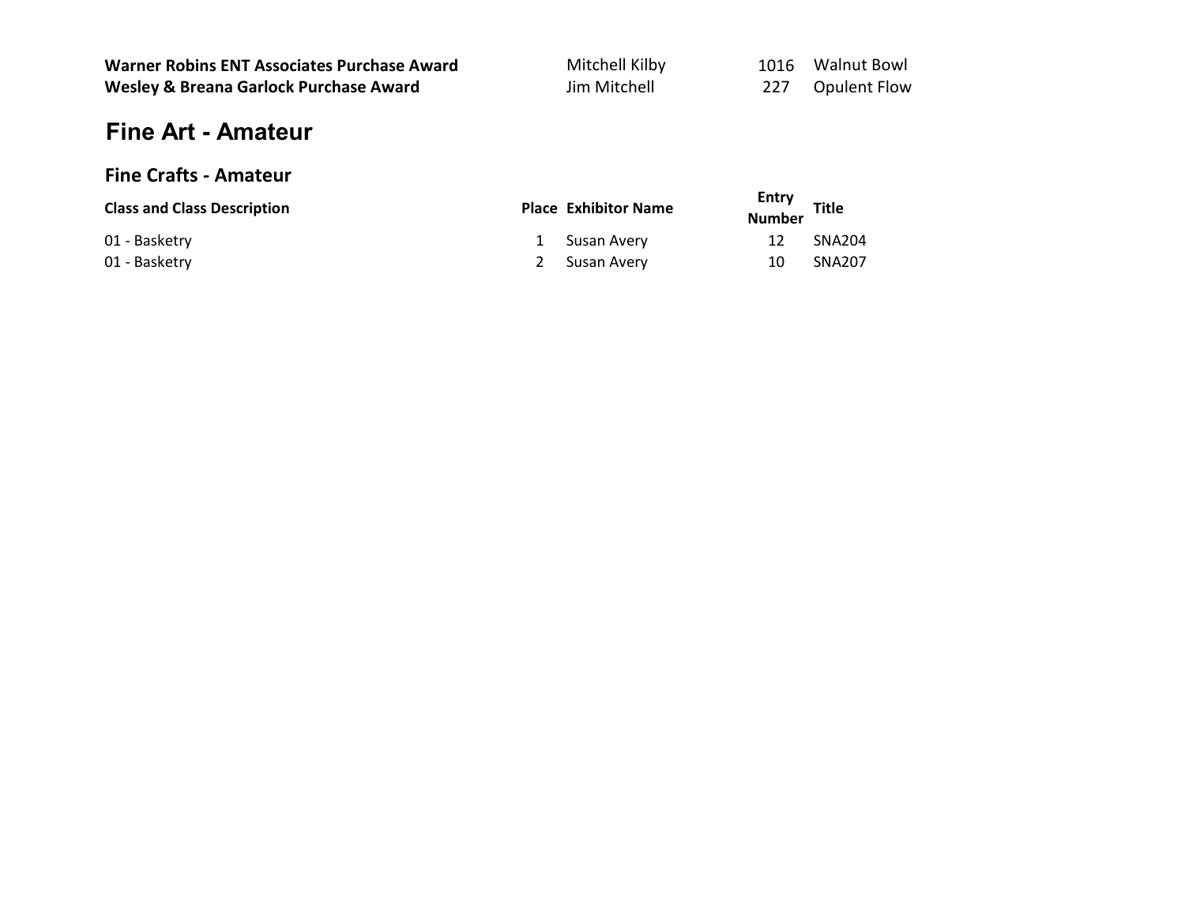| | | | |
|---|---|---|---|
| **Warner Robins ENT Associates Purchase Award** | Mitchell Kilby | 1016 | Walnut Bowl |
| **Wesley & Breana Garlock Purchase Award** | Jim Mitchell | 227 | Opulent Flow |

# Fine Art - Amateur

## Fine Crafts - Amateur

| Class and Class Description | Place | Exhibitor Name | Entry Number | Title |
|---|---|---|---|---|
| 01 - Basketry | 1 | Susan Avery | 12 | SNA204 |
| 01 - Basketry | 2 | Susan Avery | 10 | SNA207 |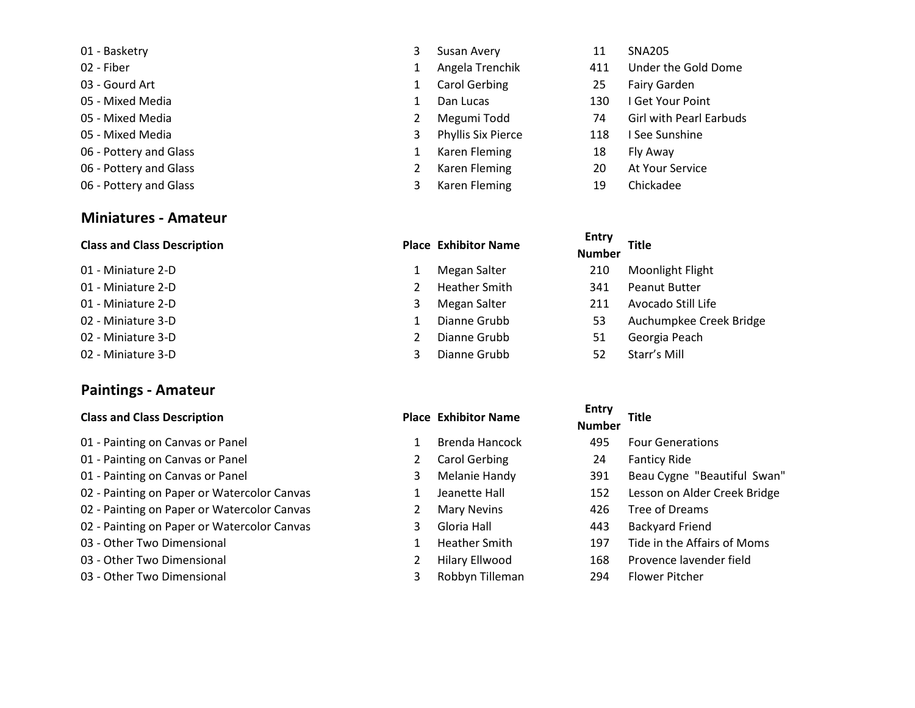| Class and Class Description | Place | Exhibitor Name | Entry Number | Title |
|---|---|---|---|---|
| 01 - Basketry | 3 | Susan Avery | 11 | SNA205 |
| 02 - Fiber | 1 | Angela Trenchik | 411 | Under the Gold Dome |
| 03 - Gourd Art | 1 | Carol Gerbing | 25 | Fairy Garden |
| 05 - Mixed Media | 1 | Dan Lucas | 130 | I Get Your Point |
| 05 - Mixed Media | 2 | Megumi Todd | 74 | Girl with Pearl Earbuds |
| 05 - Mixed Media | 3 | Phyllis Six Pierce | 118 | I See Sunshine |
| 06 - Pottery and Glass | 1 | Karen Fleming | 18 | Fly Away |
| 06 - Pottery and Glass | 2 | Karen Fleming | 20 | At Your Service |
| 06 - Pottery and Glass | 3 | Karen Fleming | 19 | Chickadee |

## Miniatures - Amateur

| Class and Class Description | Place | Exhibitor Name | Entry Number | Title |
|---|---|---|---|---|
| 01 - Miniature 2-D | 1 | Megan Salter | 210 | Moonlight Flight |
| 01 - Miniature 2-D | 2 | Heather Smith | 341 | Peanut Butter |
| 01 - Miniature 2-D | 3 | Megan Salter | 211 | Avocado Still Life |
| 02 - Miniature 3-D | 1 | Dianne Grubb | 53 | Auchumpkee Creek Bridge |
| 02 - Miniature 3-D | 2 | Dianne Grubb | 51 | Georgia Peach |
| 02 - Miniature 3-D | 3 | Dianne Grubb | 52 | Starr’s Mill |

## Paintings - Amateur

| Class and Class Description | Place | Exhibitor Name | Entry Number | Title |
|---|---|---|---|---|
| 01 - Painting on Canvas or Panel | 1 | Brenda Hancock | 495 | Four Generations |
| 01 - Painting on Canvas or Panel | 2 | Carol Gerbing | 24 | Fanticy Ride |
| 01 - Painting on Canvas or Panel | 3 | Melanie Handy | 391 | Beau Cygne "Beautiful Swan" |
| 02 - Painting on Paper or Watercolor Canvas | 1 | Jeanette Hall | 152 | Lesson on Alder Creek Bridge |
| 02 - Painting on Paper or Watercolor Canvas | 2 | Mary Nevins | 426 | Tree of Dreams |
| 02 - Painting on Paper or Watercolor Canvas | 3 | Gloria Hall | 443 | Backyard Friend |
| 03 - Other Two Dimensional | 1 | Heather Smith | 197 | Tide in the Affairs of Moms |
| 03 - Other Two Dimensional | 2 | Hilary Ellwood | 168 | Provence lavender field |
| 03 - Other Two Dimensional | 3 | Robbyn Tilleman | 294 | Flower Pitcher |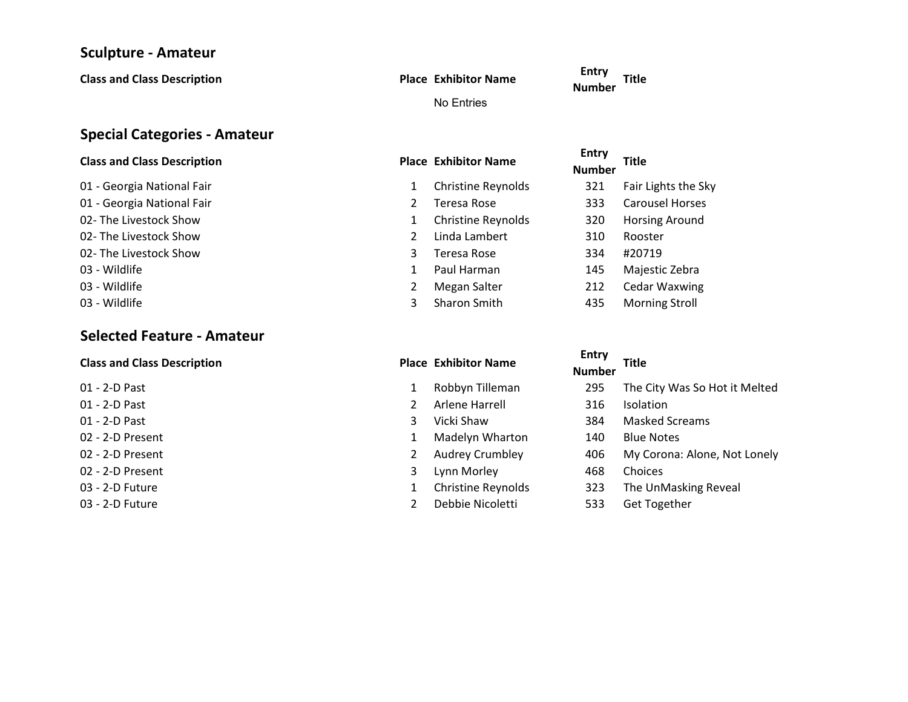## Sculpture - Amateur

| Class and Class Description | Place | Exhibitor Name | Entry Number | Title |
|---|---|---|---|---|
| | | No Entries | | |

## Special Categories - Amateur

| Class and Class Description | Place | Exhibitor Name | Entry Number | Title |
|---|---|---|---|---|
| 01 - Georgia National Fair | 1 | Christine Reynolds | 321 | Fair Lights the Sky |
| 01 - Georgia National Fair | 2 | Teresa Rose | 333 | Carousel Horses |
| 02- The Livestock Show | 1 | Christine Reynolds | 320 | Horsing Around |
| 02- The Livestock Show | 2 | Linda Lambert | 310 | Rooster |
| 02- The Livestock Show | 3 | Teresa Rose | 334 | #20719 |
| 03 - Wildlife | 1 | Paul Harman | 145 | Majestic Zebra |
| 03 - Wildlife | 2 | Megan Salter | 212 | Cedar Waxwing |
| 03 - Wildlife | 3 | Sharon Smith | 435 | Morning Stroll |

## Selected Feature - Amateur

| Class and Class Description | Place | Exhibitor Name | Entry Number | Title |
|---|---|---|---|---|
| 01 - 2-D Past | 1 | Robbyn Tilleman | 295 | The City Was So Hot it Melted |
| 01 - 2-D Past | 2 | Arlene Harrell | 316 | Isolation |
| 01 - 2-D Past | 3 | Vicki Shaw | 384 | Masked Screams |
| 02 - 2-D Present | 1 | Madelyn Wharton | 140 | Blue Notes |
| 02 - 2-D Present | 2 | Audrey Crumbley | 406 | My Corona: Alone, Not Lonely |
| 02 - 2-D Present | 3 | Lynn Morley | 468 | Choices |
| 03 - 2-D Future | 1 | Christine Reynolds | 323 | The UnMasking Reveal |
| 03 - 2-D Future | 2 | Debbie Nicoletti | 533 | Get Together |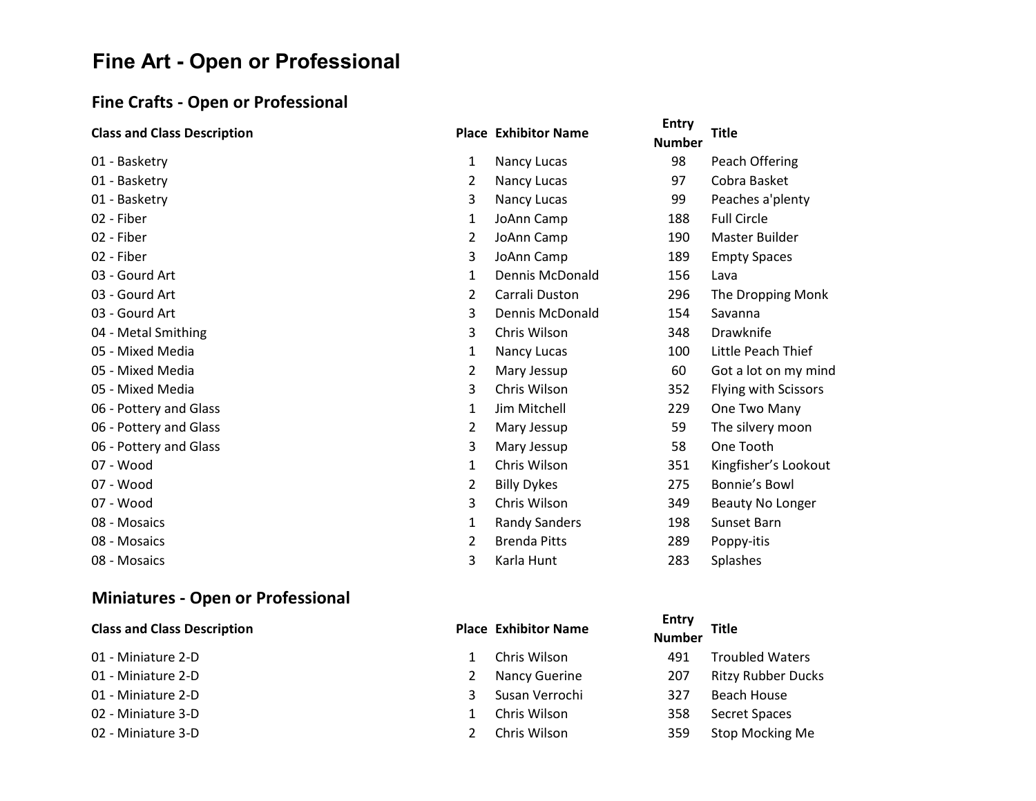# Fine Art - Open or Professional

## Fine Crafts - Open or Professional

| Class and Class Description | Place | Exhibitor Name | Entry Number | Title |
|---|---|---|---|---|
| 01 - Basketry | 1 | Nancy Lucas | 98 | Peach Offering |
| 01 - Basketry | 2 | Nancy Lucas | 97 | Cobra Basket |
| 01 - Basketry | 3 | Nancy Lucas | 99 | Peaches a'plenty |
| 02 - Fiber | 1 | JoAnn Camp | 188 | Full Circle |
| 02 - Fiber | 2 | JoAnn Camp | 190 | Master Builder |
| 02 - Fiber | 3 | JoAnn Camp | 189 | Empty Spaces |
| 03 - Gourd Art | 1 | Dennis McDonald | 156 | Lava |
| 03 - Gourd Art | 2 | Carrali Duston | 296 | The Dropping Monk |
| 03 - Gourd Art | 3 | Dennis McDonald | 154 | Savanna |
| 04 - Metal Smithing | 3 | Chris Wilson | 348 | Drawknife |
| 05 - Mixed Media | 1 | Nancy Lucas | 100 | Little Peach Thief |
| 05 - Mixed Media | 2 | Mary Jessup | 60 | Got a lot on my mind |
| 05 - Mixed Media | 3 | Chris Wilson | 352 | Flying with Scissors |
| 06 - Pottery and Glass | 1 | Jim Mitchell | 229 | One Two Many |
| 06 - Pottery and Glass | 2 | Mary Jessup | 59 | The silvery moon |
| 06 - Pottery and Glass | 3 | Mary Jessup | 58 | One Tooth |
| 07 - Wood | 1 | Chris Wilson | 351 | Kingfisher’s Lookout |
| 07 - Wood | 2 | Billy Dykes | 275 | Bonnie’s Bowl |
| 07 - Wood | 3 | Chris Wilson | 349 | Beauty No Longer |
| 08 - Mosaics | 1 | Randy Sanders | 198 | Sunset Barn |
| 08 - Mosaics | 2 | Brenda Pitts | 289 | Poppy-itis |
| 08 - Mosaics | 3 | Karla Hunt | 283 | Splashes |

## Miniatures - Open or Professional

| Class and Class Description | Place | Exhibitor Name | Entry Number | Title |
|---|---|---|---|---|
| 01 - Miniature 2-D | 1 | Chris Wilson | 491 | Troubled Waters |
| 01 - Miniature 2-D | 2 | Nancy Guerine | 207 | Ritzy Rubber Ducks |
| 01 - Miniature 2-D | 3 | Susan Verrochi | 327 | Beach House |
| 02 - Miniature 3-D | 1 | Chris Wilson | 358 | Secret Spaces |
| 02 - Miniature 3-D | 2 | Chris Wilson | 359 | Stop Mocking Me |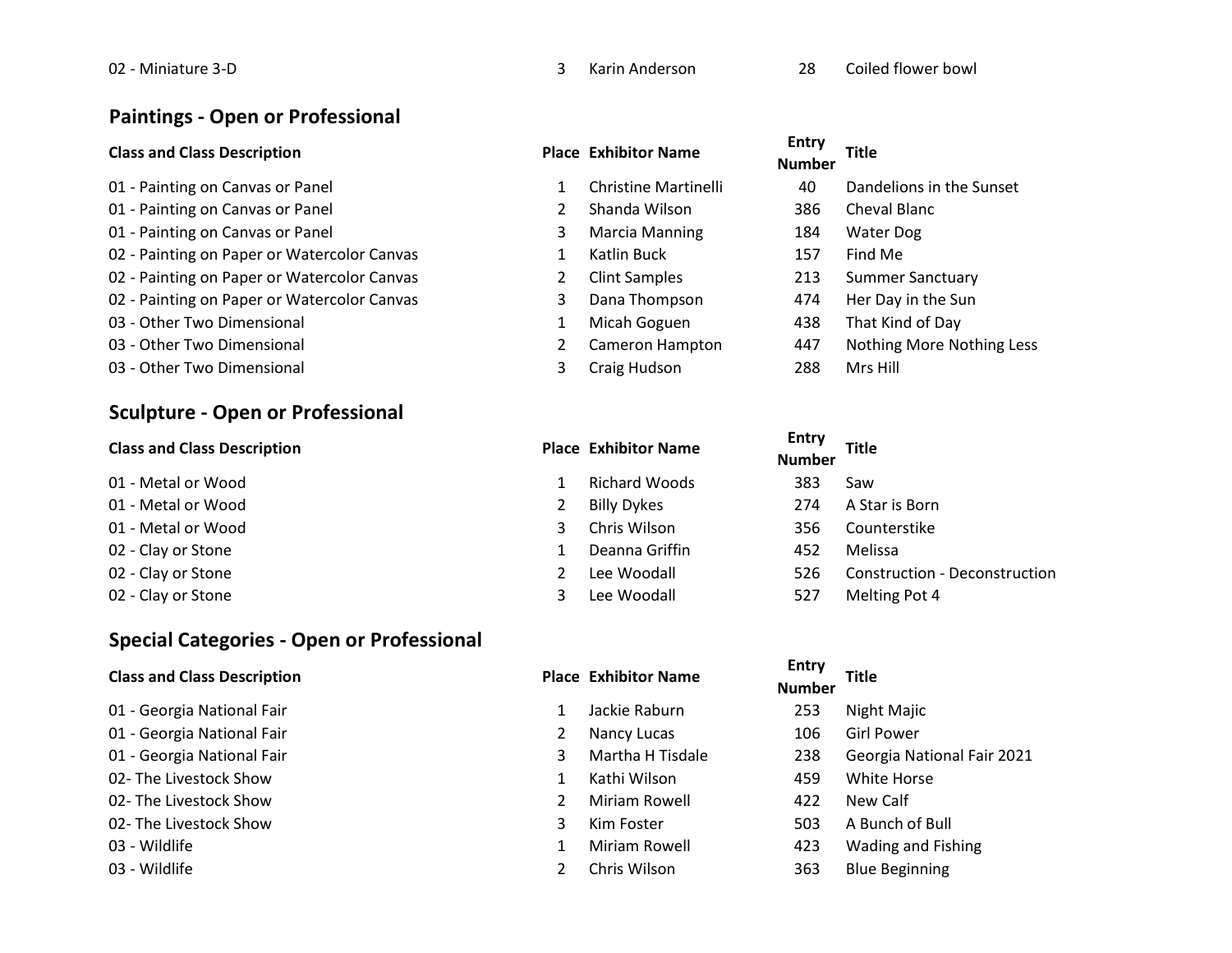| 02 - Miniature 3-D | 3 | Karin Anderson | 28 | Coiled flower bowl |
|---|---|---|---|---|

## Paintings - Open or Professional

| Class and Class Description | Place | Exhibitor Name | Entry Number | Title |
|---|---|---|---|---|
| 01 - Painting on Canvas or Panel | 1 | Christine Martinelli | 40 | Dandelions in the Sunset |
| 01 - Painting on Canvas or Panel | 2 | Shanda Wilson | 386 | Cheval Blanc |
| 01 - Painting on Canvas or Panel | 3 | Marcia Manning | 184 | Water Dog |
| 02 - Painting on Paper or Watercolor Canvas | 1 | Katlin Buck | 157 | Find Me |
| 02 - Painting on Paper or Watercolor Canvas | 2 | Clint Samples | 213 | Summer Sanctuary |
| 02 - Painting on Paper or Watercolor Canvas | 3 | Dana Thompson | 474 | Her Day in the Sun |
| 03 - Other Two Dimensional | 1 | Micah Goguen | 438 | That Kind of Day |
| 03 - Other Two Dimensional | 2 | Cameron Hampton | 447 | Nothing More Nothing Less |
| 03 - Other Two Dimensional | 3 | Craig Hudson | 288 | Mrs Hill |

## Sculpture - Open or Professional

| Class and Class Description | Place | Exhibitor Name | Entry Number | Title |
|---|---|---|---|---|
| 01 - Metal or Wood | 1 | Richard Woods | 383 | Saw |
| 01 - Metal or Wood | 2 | Billy Dykes | 274 | A Star is Born |
| 01 - Metal or Wood | 3 | Chris Wilson | 356 | Counterstike |
| 02 - Clay or Stone | 1 | Deanna Griffin | 452 | Melissa |
| 02 - Clay or Stone | 2 | Lee Woodall | 526 | Construction - Deconstruction |
| 02 - Clay or Stone | 3 | Lee Woodall | 527 | Melting Pot 4 |

## Special Categories - Open or Professional

| Class and Class Description | Place | Exhibitor Name | Entry Number | Title |
|---|---|---|---|---|
| 01 - Georgia National Fair | 1 | Jackie Raburn | 253 | Night Majic |
| 01 - Georgia National Fair | 2 | Nancy Lucas | 106 | Girl Power |
| 01 - Georgia National Fair | 3 | Martha H Tisdale | 238 | Georgia National Fair 2021 |
| 02- The Livestock Show | 1 | Kathi Wilson | 459 | White Horse |
| 02- The Livestock Show | 2 | Miriam Rowell | 422 | New Calf |
| 02- The Livestock Show | 3 | Kim Foster | 503 | A Bunch of Bull |
| 03 - Wildlife | 1 | Miriam Rowell | 423 | Wading and Fishing |
| 03 - Wildlife | 2 | Chris Wilson | 363 | Blue Beginning |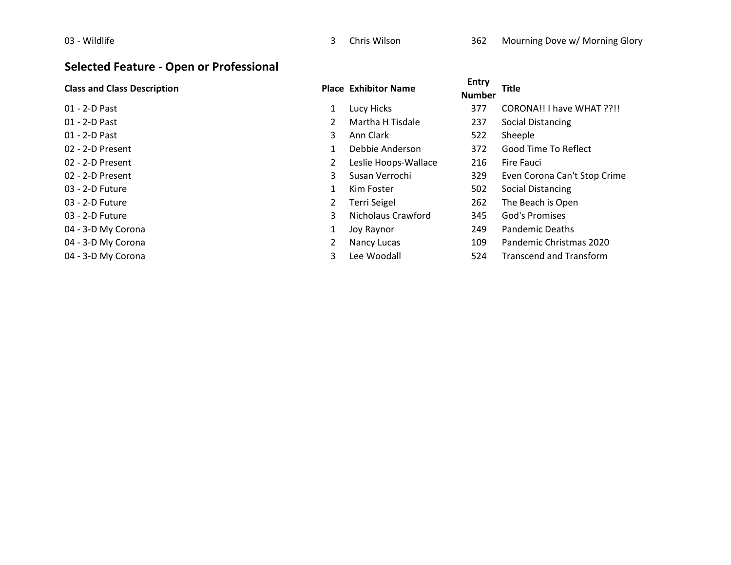| | | | | |
|---|---|---|---|---|
| 03 - Wildlife | 3 | Chris Wilson | 362 | Mourning Dove w/ Morning Glory |

## Selected Feature - Open or Professional

| Class and Class Description | Place | Exhibitor Name | Entry Number | Title |
|---|---|---|---|---|
| 01 - 2-D Past | 1 | Lucy Hicks | 377 | CORONA!! I have WHAT ??!! |
| 01 - 2-D Past | 2 | Martha H Tisdale | 237 | Social Distancing |
| 01 - 2-D Past | 3 | Ann Clark | 522 | Sheeple |
| 02 - 2-D Present | 1 | Debbie Anderson | 372 | Good Time To Reflect |
| 02 - 2-D Present | 2 | Leslie Hoops-Wallace | 216 | Fire Fauci |
| 02 - 2-D Present | 3 | Susan Verrochi | 329 | Even Corona Can't Stop Crime |
| 03 - 2-D Future | 1 | Kim Foster | 502 | Social Distancing |
| 03 - 2-D Future | 2 | Terri Seigel | 262 | The Beach is Open |
| 03 - 2-D Future | 3 | Nicholaus Crawford | 345 | God's Promises |
| 04 - 3-D My Corona | 1 | Joy Raynor | 249 | Pandemic Deaths |
| 04 - 3-D My Corona | 2 | Nancy Lucas | 109 | Pandemic Christmas 2020 |
| 04 - 3-D My Corona | 3 | Lee Woodall | 524 | Transcend and Transform |